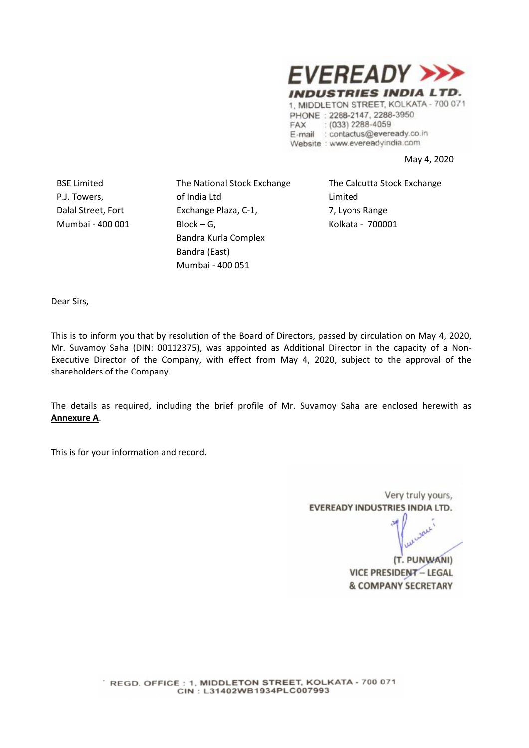**EVEREADY INDUSTRIES INDIA LTD.**

1, MIDDLETON STREET, KOLKATA - 700 071
PHONE : 2288-2147, 2288-3950
FAX : (033) 2288-4059
E-mail : contactus@eveready.co.in
Website : www.evereadyindia.com

May 4, 2020

BSE Limited
P.J. Towers,
Dalal Street, Fort
Mumbai - 400 001

The National Stock Exchange of India Ltd
Exchange Plaza, C-1,
Block – G,
Bandra Kurla Complex
Bandra (East)
Mumbai - 400 051

The Calcutta Stock Exchange Limited
7, Lyons Range
Kolkata - 700001

Dear Sirs,

This is to inform you that by resolution of the Board of Directors, passed by circulation on May 4, 2020, Mr. Suvamoy Saha (DIN: 00112375), was appointed as Additional Director in the capacity of a Non-Executive Director of the Company, with effect from May 4, 2020, subject to the approval of the shareholders of the Company.

The details as required, including the brief profile of Mr. Suvamoy Saha are enclosed herewith as **Annexure A**.

This is for your information and record.

Very truly yours,
EVEREADY INDUSTRIES INDIA LTD.

(T. PUNWANI)
VICE PRESIDENT – LEGAL
& COMPANY SECRETARY

REGD. OFFICE : 1, MIDDLETON STREET, KOLKATA - 700 071
CIN : L31402WB1934PLC007993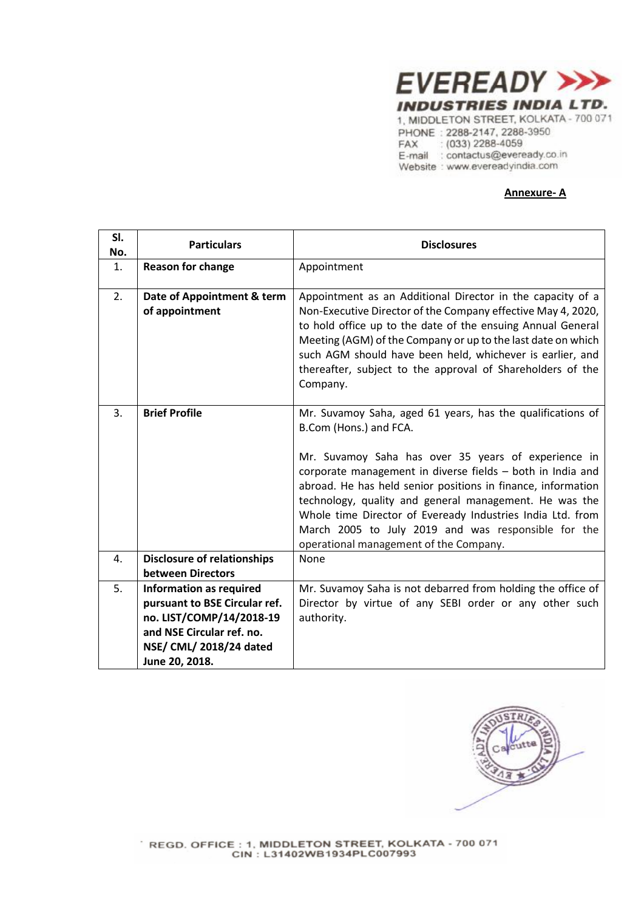EVEREADY
INDUSTRIES INDIA LTD.
1, MIDDLETON STREET, KOLKATA - 700 071
PHONE : 2288-2147, 2288-3950
FAX : (033) 2288-4059
E-mail : contactus@eveready.co.in
Website : www.evereadyindia.com

**Annexure- A**

| Sl. No. | Particulars | Disclosures |
|---|---|---|
| 1. | **Reason for change** | Appointment |
| 2. | **Date of Appointment & term of appointment** | Appointment as an Additional Director in the capacity of a Non-Executive Director of the Company effective May 4, 2020, to hold office up to the date of the ensuing Annual General Meeting (AGM) of the Company or up to the last date on which such AGM should have been held, whichever is earlier, and thereafter, subject to the approval of Shareholders of the Company. |
| 3. | **Brief Profile** | Mr. Suvamoy Saha, aged 61 years, has the qualifications of B.Com (Hons.) and FCA.<br><br>Mr. Suvamoy Saha has over 35 years of experience in corporate management in diverse fields – both in India and abroad. He has held senior positions in finance, information technology, quality and general management. He was the Whole time Director of Eveready Industries India Ltd. from March 2005 to July 2019 and was responsible for the operational management of the Company. |
| 4. | **Disclosure of relationships between Directors** | None |
| 5. | **Information as required pursuant to BSE Circular ref. no. LIST/COMP/14/2018-19 and NSE Circular ref. no. NSE/ CML/ 2018/24 dated June 20, 2018.** | Mr. Suvamoy Saha is not debarred from holding the office of Director by virtue of any SEBI order or any other such authority. |

REGD. OFFICE : 1, MIDDLETON STREET, KOLKATA - 700 071
CIN : L31402WB1934PLC007993